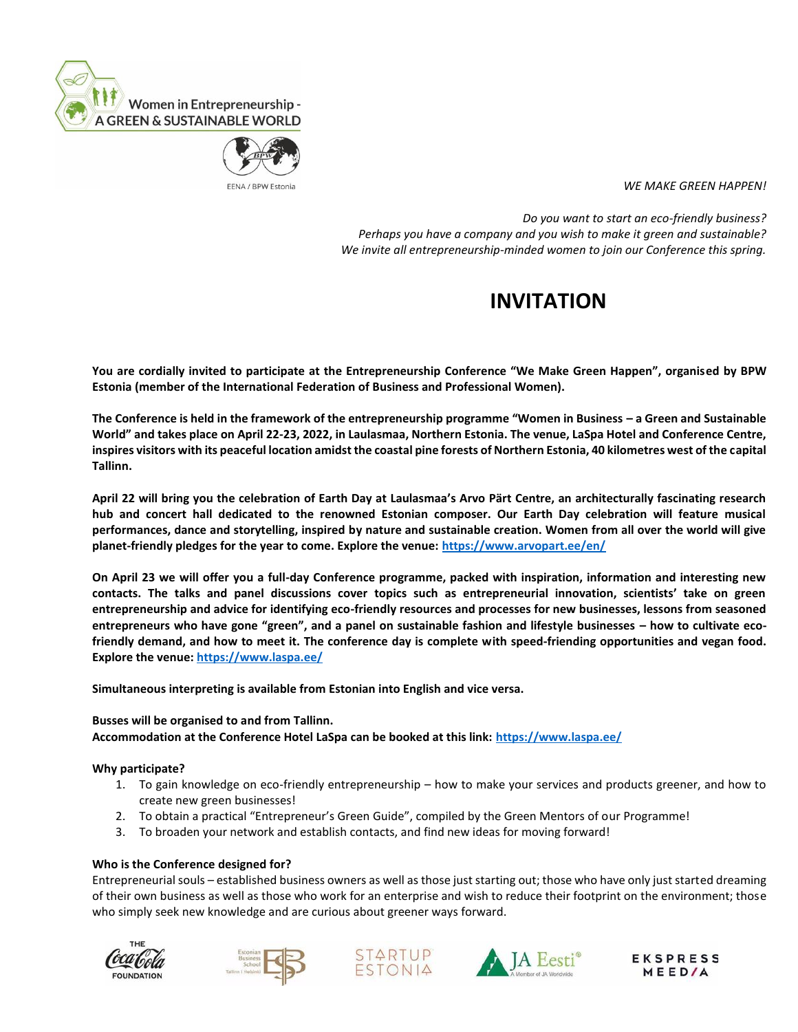Women in Entrepreneurship - A GREEN & SUSTAINABLE WORLD

EENA / BPW Estonia

*WE MAKE GREEN HAPPEN!*

*Do you want to start an eco-friendly business?*
*Perhaps you have a company and you wish to make it green and sustainable?*
*We invite all entrepreneurship-minded women to join our Conference this spring.*

# INVITATION

**You are cordially invited to participate at the Entrepreneurship Conference "We Make Green Happen", organised by BPW Estonia (member of the International Federation of Business and Professional Women).**

**The Conference is held in the framework of the entrepreneurship programme "Women in Business – a Green and Sustainable World" and takes place on April 22-23, 2022, in Laulasmaa, Northern Estonia. The venue, LaSpa Hotel and Conference Centre, inspires visitors with its peaceful location amidst the coastal pine forests of Northern Estonia, 40 kilometres west of the capital Tallinn.**

**April 22 will bring you the celebration of Earth Day at Laulasmaa's Arvo Pärt Centre, an architecturally fascinating research hub and concert hall dedicated to the renowned Estonian composer. Our Earth Day celebration will feature musical performances, dance and storytelling, inspired by nature and sustainable creation. Women from all over the world will give planet-friendly pledges for the year to come. Explore the venue: https://www.arvopart.ee/en/**

**On April 23 we will offer you a full-day Conference programme, packed with inspiration, information and interesting new contacts. The talks and panel discussions cover topics such as entrepreneurial innovation, scientists' take on green entrepreneurship and advice for identifying eco-friendly resources and processes for new businesses, lessons from seasoned entrepreneurs who have gone "green", and a panel on sustainable fashion and lifestyle businesses – how to cultivate eco-friendly demand, and how to meet it. The conference day is complete with speed-friending opportunities and vegan food. Explore the venue: https://www.laspa.ee/**

**Simultaneous interpreting is available from Estonian into English and vice versa.**

**Busses will be organised to and from Tallinn.**
**Accommodation at the Conference Hotel LaSpa can be booked at this link: https://www.laspa.ee/**

**Why participate?**

1. To gain knowledge on eco-friendly entrepreneurship – how to make your services and products greener, and how to create new green businesses!
2. To obtain a practical "Entrepreneur's Green Guide", compiled by the Green Mentors of our Programme!
3. To broaden your network and establish contacts, and find new ideas for moving forward!

**Who is the Conference designed for?**

Entrepreneurial souls – established business owners as well as those just starting out; those who have only just started dreaming of their own business as well as those who work for an enterprise and wish to reduce their footprint on the environment; those who simply seek new knowledge and are curious about greener ways forward.

THE Coca-Cola FOUNDATION | Estonian Business School Tallinn | Helsinki | STARTUP ESTONIA | JA Eesti® A Member of JA Worldwide | EKSPRESS MEEDIA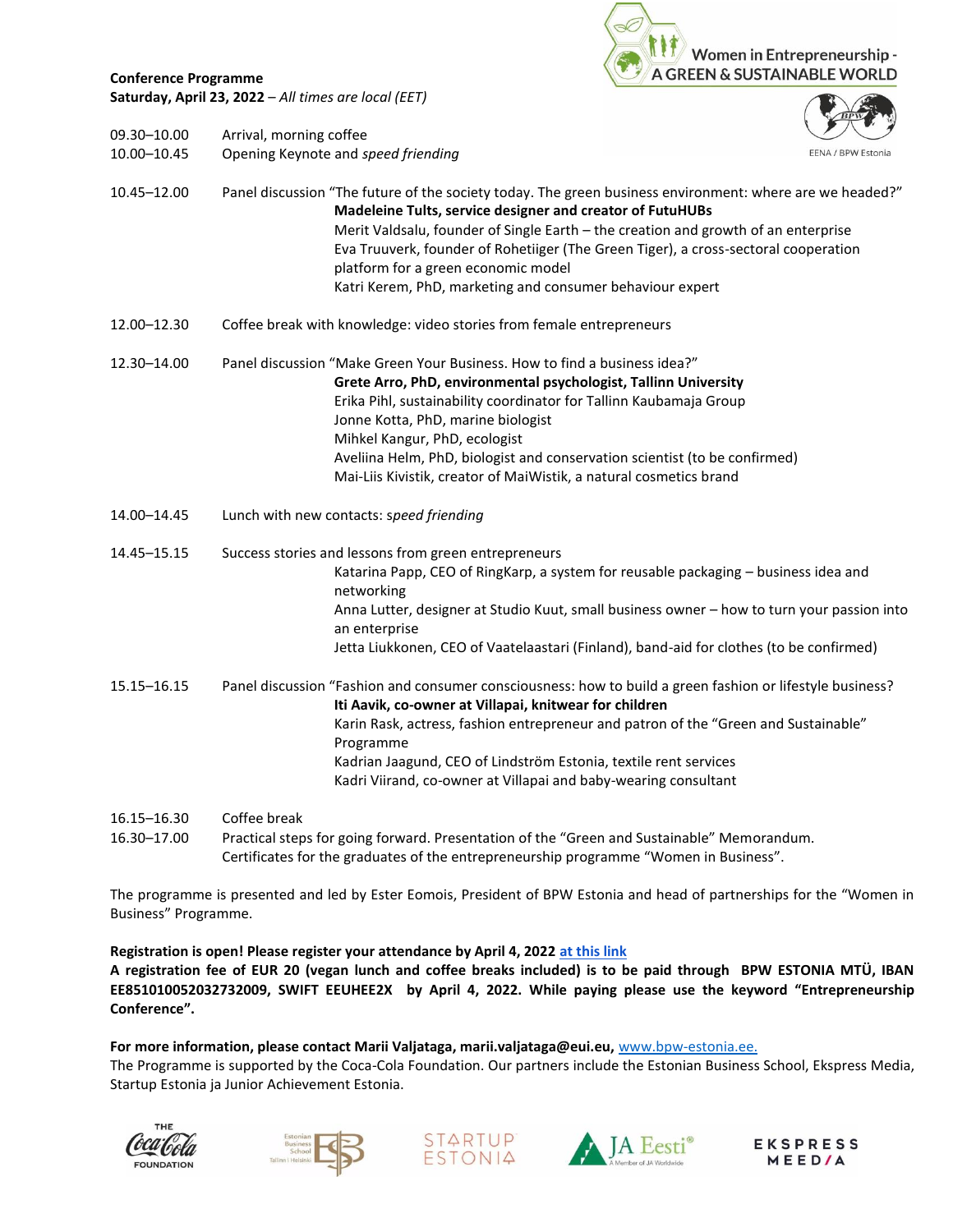**Conference Programme**
**Saturday, April 23, 2022** – *All times are local (EET)*

Women in Entrepreneurship - A GREEN & SUSTAINABLE WORLD

EENA / BPW Estonia

09.30–10.00 Arrival, morning coffee

10.00–10.45 Opening Keynote and *speed friending*

10.45–12.00 Panel discussion "The future of the society today. The green business environment: where are we headed?"

- **Madeleine Tults, service designer and creator of FutuHUBs**
- Merit Valdsalu, founder of Single Earth – the creation and growth of an enterprise
- Eva Truuverk, founder of Rohetiiger (The Green Tiger), a cross-sectoral cooperation platform for a green economic model
- Katri Kerem, PhD, marketing and consumer behaviour expert

12.00–12.30 Coffee break with knowledge: video stories from female entrepreneurs

12.30–14.00 Panel discussion "Make Green Your Business. How to find a business idea?"

- **Grete Arro, PhD, environmental psychologist, Tallinn University**
- Erika Pihl, sustainability coordinator for Tallinn Kaubamaja Group
- Jonne Kotta, PhD, marine biologist
- Mihkel Kangur, PhD, ecologist
- Aveliina Helm, PhD, biologist and conservation scientist (to be confirmed)
- Mai-Liis Kivistik, creator of MaiWistik, a natural cosmetics brand

14.00–14.45 Lunch with new contacts: s*peed friending*

14.45–15.15 Success stories and lessons from green entrepreneurs

- Katarina Papp, CEO of RingKarp, a system for reusable packaging – business idea and networking
- Anna Lutter, designer at Studio Kuut, small business owner – how to turn your passion into an enterprise
- Jetta Liukkonen, CEO of Vaatelaastari (Finland), band-aid for clothes (to be confirmed)

15.15–16.15 Panel discussion "Fashion and consumer consciousness: how to build a green fashion or lifestyle business?

- **Iti Aavik, co-owner at Villapai, knitwear for children**
- Karin Rask, actress, fashion entrepreneur and patron of the "Green and Sustainable" Programme
- Kadrian Jaagund, CEO of Lindström Estonia, textile rent services
- Kadri Viirand, co-owner at Villapai and baby-wearing consultant

16.15–16.30 Coffee break

16.30–17.00 Practical steps for going forward. Presentation of the "Green and Sustainable" Memorandum. Certificates for the graduates of the entrepreneurship programme "Women in Business".

The programme is presented and led by Ester Eomois, President of BPW Estonia and head of partnerships for the "Women in Business" Programme.

**Registration is open! Please register your attendance by April 4, 2022 [at this link](#)**
**A registration fee of EUR 20 (vegan lunch and coffee breaks included) is to be paid through BPW ESTONIA MTÜ, IBAN EE851010052032732009, SWIFT EEUHEE2X by April 4, 2022. While paying please use the keyword "Entrepreneurship Conference".**

**For more information, please contact Marii Valjataga, marii.valjataga@eui.eu,** www.bpw-estonia.ee.
The Programme is supported by the Coca-Cola Foundation. Our partners include the Estonian Business School, Ekspress Media, Startup Estonia ja Junior Achievement Estonia.

THE Coca-Cola FOUNDATION | Estonian Business School Tallinn | Helsinki | STARTUP ESTONIA | JA Eesti A Member of JA Worldwide | EKSPRESS MEEDIA